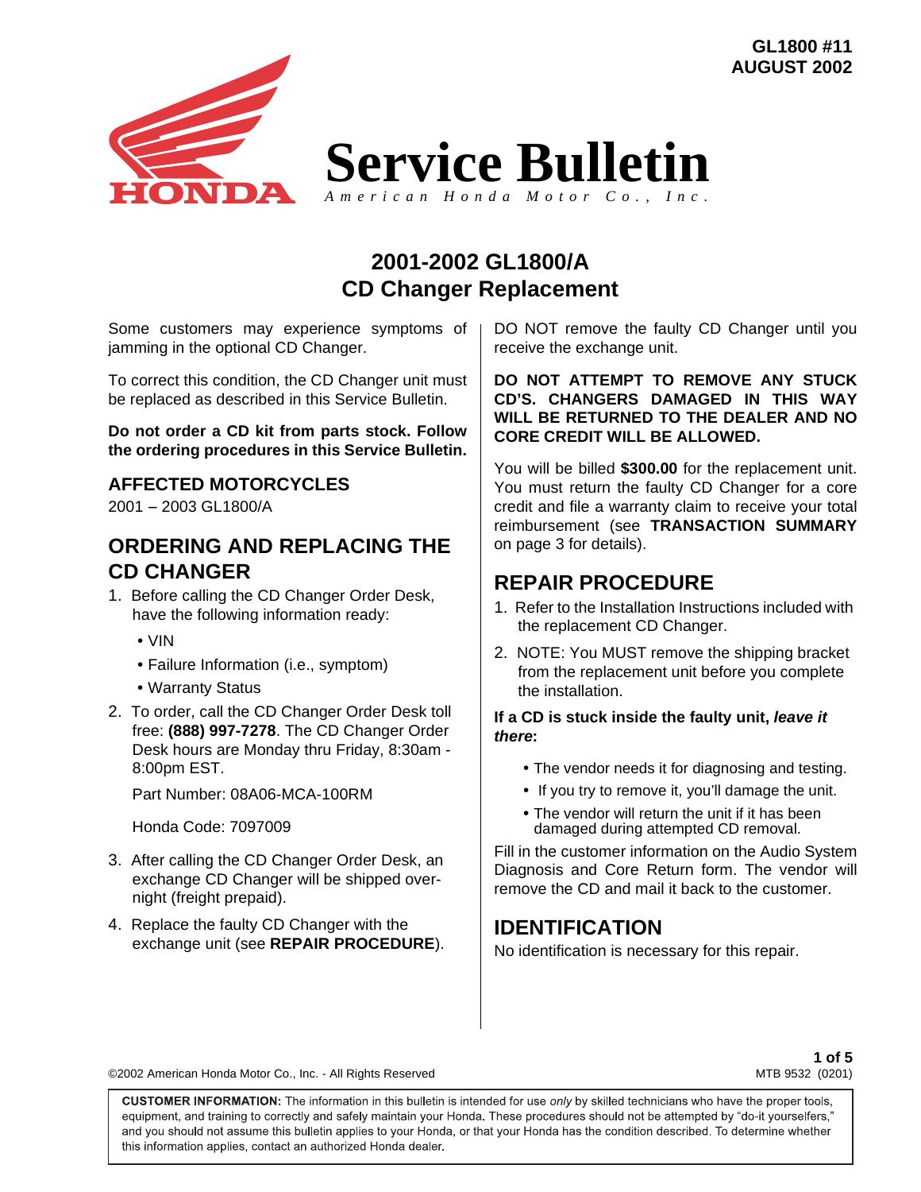GL1800 #11
AUGUST 2002

# Service Bulletin

*American Honda Motor Co., Inc.*

## 2001-2002 GL1800/A
## CD Changer Replacement

Some customers may experience symptoms of jamming in the optional CD Changer.

To correct this condition, the CD Changer unit must be replaced as described in this Service Bulletin.

**Do not order a CD kit from parts stock. Follow the ordering procedures in this Service Bulletin.**

### AFFECTED MOTORCYCLES

2001 – 2003 GL1800/A

### ORDERING AND REPLACING THE CD CHANGER

1. Before calling the CD Changer Order Desk, have the following information ready:
   - VIN
   - Failure Information (i.e., symptom)
   - Warranty Status
2. To order, call the CD Changer Order Desk toll free: **(888) 997-7278**. The CD Changer Order Desk hours are Monday thru Friday, 8:30am - 8:00pm EST.

   Part Number: 08A06-MCA-100RM

   Honda Code: 7097009
3. After calling the CD Changer Order Desk, an exchange CD Changer will be shipped over-night (freight prepaid).
4. Replace the faulty CD Changer with the exchange unit (see **REPAIR PROCEDURE**).

DO NOT remove the faulty CD Changer until you receive the exchange unit.

**DO NOT ATTEMPT TO REMOVE ANY STUCK CD'S. CHANGERS DAMAGED IN THIS WAY WILL BE RETURNED TO THE DEALER AND NO CORE CREDIT WILL BE ALLOWED.**

You will be billed **$300.00** for the replacement unit. You must return the faulty CD Changer for a core credit and file a warranty claim to receive your total reimbursement (see **TRANSACTION SUMMARY** on page 3 for details).

### REPAIR PROCEDURE

1. Refer to the Installation Instructions included with the replacement CD Changer.
2. NOTE: You MUST remove the shipping bracket from the replacement unit before you complete the installation.

**If a CD is stuck inside the faulty unit, *leave it there*:**

- The vendor needs it for diagnosing and testing.
- If you try to remove it, you'll damage the unit.
- The vendor will return the unit if it has been damaged during attempted CD removal.

Fill in the customer information on the Audio System Diagnosis and Core Return form. The vendor will remove the CD and mail it back to the customer.

### IDENTIFICATION

No identification is necessary for this repair.

©2002 American Honda Motor Co., Inc. - All Rights Reserved

MTB 9532 (0201)

**CUSTOMER INFORMATION:** The information in this bulletin is intended for use *only* by skilled technicians who have the proper tools, equipment, and training to correctly and safely maintain your Honda. These procedures should not be attempted by "do-it yourselfers," and you should not assume this bulletin applies to your Honda, or that your Honda has the condition described. To determine whether this information applies, contact an authorized Honda dealer.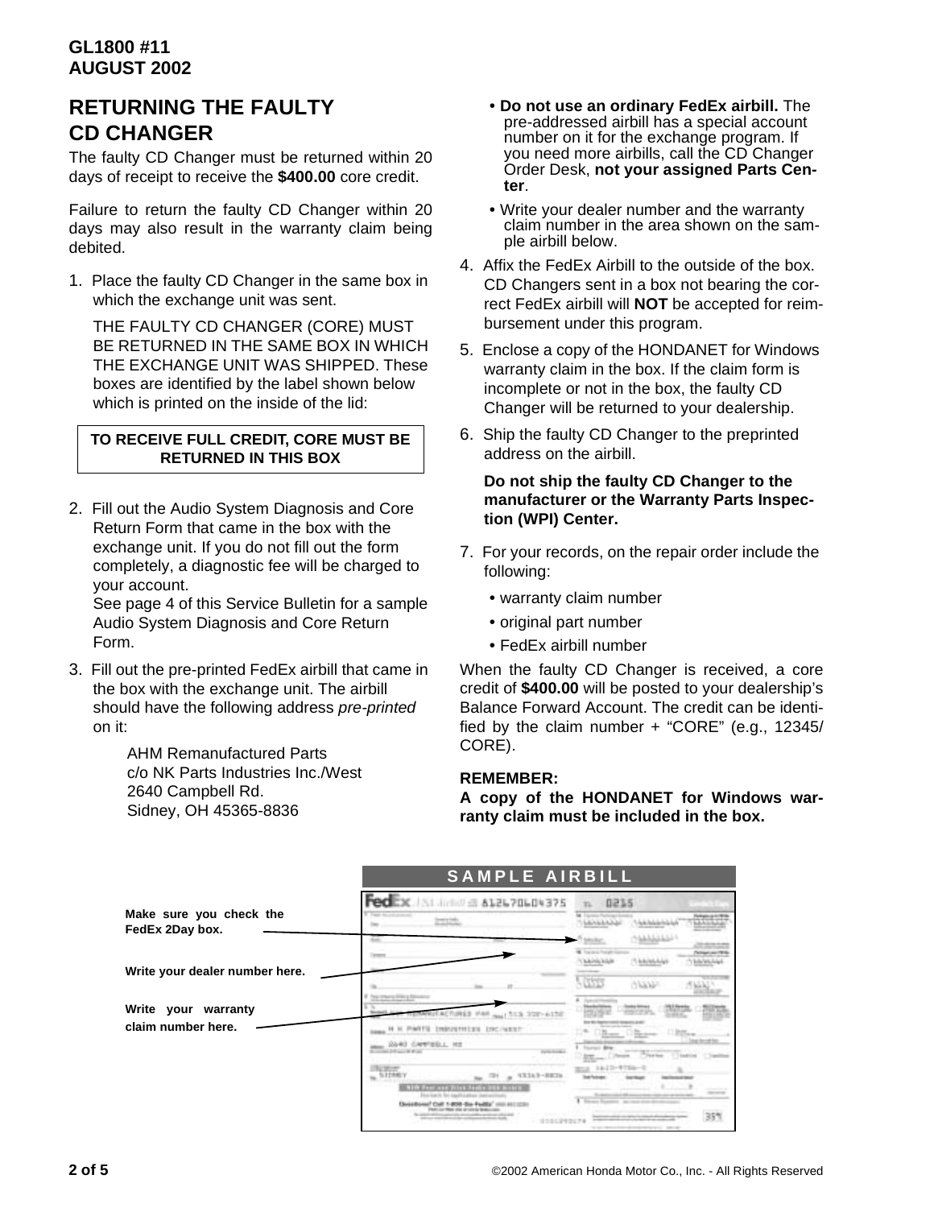GL1800 #11
AUGUST 2002

## RETURNING THE FAULTY CD CHANGER

The faulty CD Changer must be returned within 20 days of receipt to receive the **$400.00** core credit.

Failure to return the faulty CD Changer within 20 days may also result in the warranty claim being debited.

1. Place the faulty CD Changer in the same box in which the exchange unit was sent.

   THE FAULTY CD CHANGER (CORE) MUST BE RETURNED IN THE SAME BOX IN WHICH THE EXCHANGE UNIT WAS SHIPPED. These boxes are identified by the label shown below which is printed on the inside of the lid:

   | TO RECEIVE FULL CREDIT, CORE MUST BE RETURNED IN THIS BOX |
   |---|

2. Fill out the Audio System Diagnosis and Core Return Form that came in the box with the exchange unit. If you do not fill out the form completely, a diagnostic fee will be charged to your account.
   See page 4 of this Service Bulletin for a sample Audio System Diagnosis and Core Return Form.

3. Fill out the pre-printed FedEx airbill that came in the box with the exchange unit. The airbill should have the following address *pre-printed* on it:

   AHM Remanufactured Parts
   c/o NK Parts Industries Inc./West
   2640 Campbell Rd.
   Sidney, OH 45365-8836

   - **Do not use an ordinary FedEx airbill.** The pre-addressed airbill has a special account number on it for the exchange program. If you need more airbills, call the CD Changer Order Desk, **not your assigned Parts Center**.
   - Write your dealer number and the warranty claim number in the area shown on the sample airbill below.

4. Affix the FedEx Airbill to the outside of the box. CD Changers sent in a box not bearing the correct FedEx airbill will **NOT** be accepted for reimbursement under this program.

5. Enclose a copy of the HONDANET for Windows warranty claim in the box. If the claim form is incomplete or not in the box, the faulty CD Changer will be returned to your dealership.

6. Ship the faulty CD Changer to the preprinted address on the airbill.

   **Do not ship the faulty CD Changer to the manufacturer or the Warranty Parts Inspection (WPI) Center.**

7. For your records, on the repair order include the following:
   - warranty claim number
   - original part number
   - FedEx airbill number

When the faulty CD Changer is received, a core credit of **$400.00** will be posted to your dealership's Balance Forward Account. The credit can be identified by the claim number + "CORE" (e.g., 12345/CORE).

**REMEMBER:**
**A copy of the HONDANET for Windows warranty claim must be included in the box.**

### SAMPLE AIRBILL

**Make sure you check the FedEx 2Day box.**

**Write your dealer number here.**

**Write your warranty claim number here.**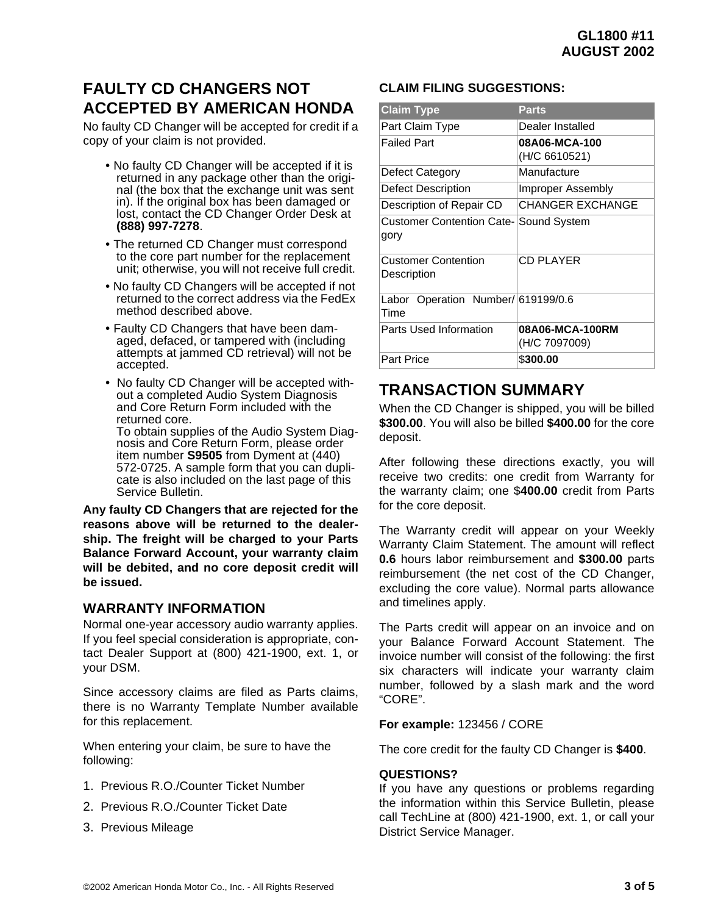## FAULTY CD CHANGERS NOT ACCEPTED BY AMERICAN HONDA

No faulty CD Changer will be accepted for credit if a copy of your claim is not provided.

- No faulty CD Changer will be accepted if it is returned in any package other than the original (the box that the exchange unit was sent in). If the original box has been damaged or lost, contact the CD Changer Order Desk at **(888) 997-7278**.
- The returned CD Changer must correspond to the core part number for the replacement unit; otherwise, you will not receive full credit.
- No faulty CD Changers will be accepted if not returned to the correct address via the FedEx method described above.
- Faulty CD Changers that have been damaged, defaced, or tampered with (including attempts at jammed CD retrieval) will not be accepted.
- No faulty CD Changer will be accepted without a completed Audio System Diagnosis and Core Return Form included with the returned core.
  To obtain supplies of the Audio System Diagnosis and Core Return Form, please order item number **S9505** from Dyment at (440) 572-0725. A sample form that you can duplicate is also included on the last page of this Service Bulletin.

**Any faulty CD Changers that are rejected for the reasons above will be returned to the dealership. The freight will be charged to your Parts Balance Forward Account, your warranty claim will be debited, and no core deposit credit will be issued.**

### WARRANTY INFORMATION

Normal one-year accessory audio warranty applies. If you feel special consideration is appropriate, contact Dealer Support at (800) 421-1900, ext. 1, or your DSM.

Since accessory claims are filed as Parts claims, there is no Warranty Template Number available for this replacement.

When entering your claim, be sure to have the following:

1. Previous R.O./Counter Ticket Number
2. Previous R.O./Counter Ticket Date
3. Previous Mileage

**CLAIM FILING SUGGESTIONS:**

| Claim Type | Parts |
|---|---|
| Part Claim Type | Dealer Installed |
| Failed Part | **08A06-MCA-100** (H/C 6610521) |
| Defect Category | Manufacture |
| Defect Description | Improper Assembly |
| Description of Repair CD | CHANGER EXCHANGE |
| Customer Contention Category | Sound System |
| Customer Contention Description | CD PLAYER |
| Labor Operation Number/ Time | 619199/0.6 |
| Parts Used Information | **08A06-MCA-100RM** (H/C 7097009) |
| Part Price | $**300.00** |

## TRANSACTION SUMMARY

When the CD Changer is shipped, you will be billed **$300.00**. You will also be billed **$400.00** for the core deposit.

After following these directions exactly, you will receive two credits: one credit from Warranty for the warranty claim; one $**400.00** credit from Parts for the core deposit.

The Warranty credit will appear on your Weekly Warranty Claim Statement. The amount will reflect **0.6** hours labor reimbursement and **$300.00** parts reimbursement (the net cost of the CD Changer, excluding the core value). Normal parts allowance and timelines apply.

The Parts credit will appear on an invoice and on your Balance Forward Account Statement. The invoice number will consist of the following: the first six characters will indicate your warranty claim number, followed by a slash mark and the word "CORE".

**For example:** 123456 / CORE

The core credit for the faulty CD Changer is **$400**.

**QUESTIONS?**

If you have any questions or problems regarding the information within this Service Bulletin, please call TechLine at (800) 421-1900, ext. 1, or call your District Service Manager.

©2002 American Honda Motor Co., Inc. - All Rights Reserved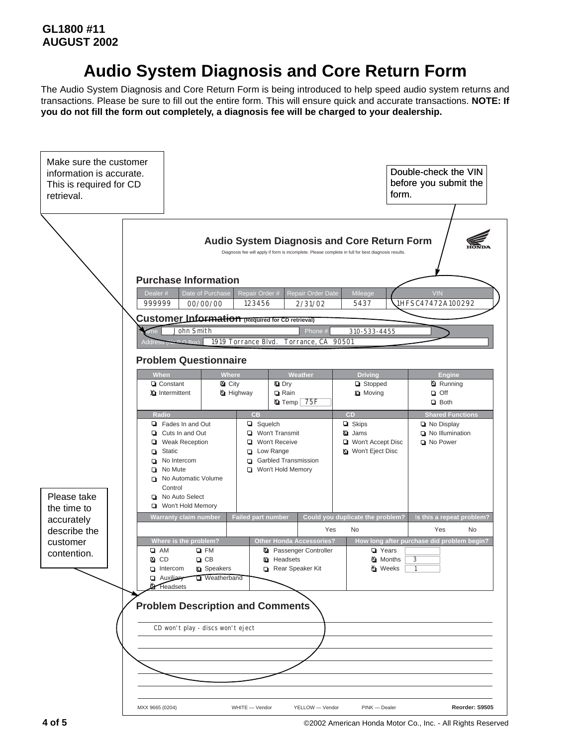GL1800 #11
AUGUST 2002

# Audio System Diagnosis and Core Return Form

The Audio System Diagnosis and Core Return Form is being introduced to help speed audio system returns and transactions. Please be sure to fill out the entire form. This will ensure quick and accurate transactions. **NOTE: If you do not fill the form out completely, a diagnosis fee will be charged to your dealership.**

Make sure the customer information is accurate. This is required for CD retrieval.

Double-check the VIN before you submit the form.

Please take the time to accurately describe the customer contention.

## Audio System Diagnosis and Core Return Form

Diagnosis fee will apply if form is incomplete. Please complete in full for best diagnosis results.

HONDA

### Purchase Information

| Dealer # | Date of Purchase | Repair Order # | Repair Order Date | Mileage | VIN |
|---|---|---|---|---|---|
| 999999 | 00/00/00 | 123456 | 2/31/02 | 5437 | 1HFSC47472A100292 |

### Customer Information (Required for CD retrieval)

Name: John Smith
Phone #: 310-533-4455
Address (No P.O Box): 1919 Torrance Blvd. Torrance, CA 90501

### Problem Questionnaire

| When | Where | Weather | Driving | Engine |
|---|---|---|---|---|
| ☐ Constant | ☒ City | ☒ Dry | ☐ Stopped | ☒ Running |
| ☒ Intermittent | ☒ Highway | ☐ Rain | ☒ Moving | ☐ Off |
| | | ☒ Temp 75F | | ☐ Both |

| Radio | CB | CD | Shared Functions |
|---|---|---|---|
| ☐ Fades In and Out | ☐ Squelch | ☐ Skips | ☐ No Display |
| ☐ Cuts In and Out | ☐ Won't Transmit | ☒ Jams | ☐ No Illumination |
| ☐ Weak Reception | ☐ Won't Receive | ☐ Won't Accept Disc | ☐ No Power |
| ☐ Static | ☐ Low Range | ☒ Won't Eject Disc | |
| ☐ No Intercom | ☐ Garbled Transmission | | |
| ☐ No Mute | ☐ Won't Hold Memory | | |
| ☐ No Automatic Volume Control | | | |
| ☐ No Auto Select | | | |
| ☐ Won't Hold Memory | | | |

| Warranty claim number | Failed part number | Could you duplicate the problem? | Is this a repeat problem? |
|---|---|---|---|
| | | Yes No | Yes No |

| Where is the problem? | Other Honda Accessories? | How long after purchase did problem begin? |
|---|---|---|
| ☐ AM ☐ FM | ☒ Passenger Controller | ☐ Years |
| ☒ CD ☐ CB | ☒ Headsets | ☒ Months 3 |
| ☐ Intercom ☒ Speakers | ☐ Rear Speaker Kit | ☒ Weeks 1 |
| ☐ Auxiliary ☐ Weatherband | | |
| ☒ Headsets | | |

### Problem Description and Comments

CD won't play - discs won't eject

MXX 9665 (0204) WHITE — Vendor YELLOW — Vendor PINK — Dealer **Reorder: S9505**

©2002 American Honda Motor Co., Inc. - All Rights Reserved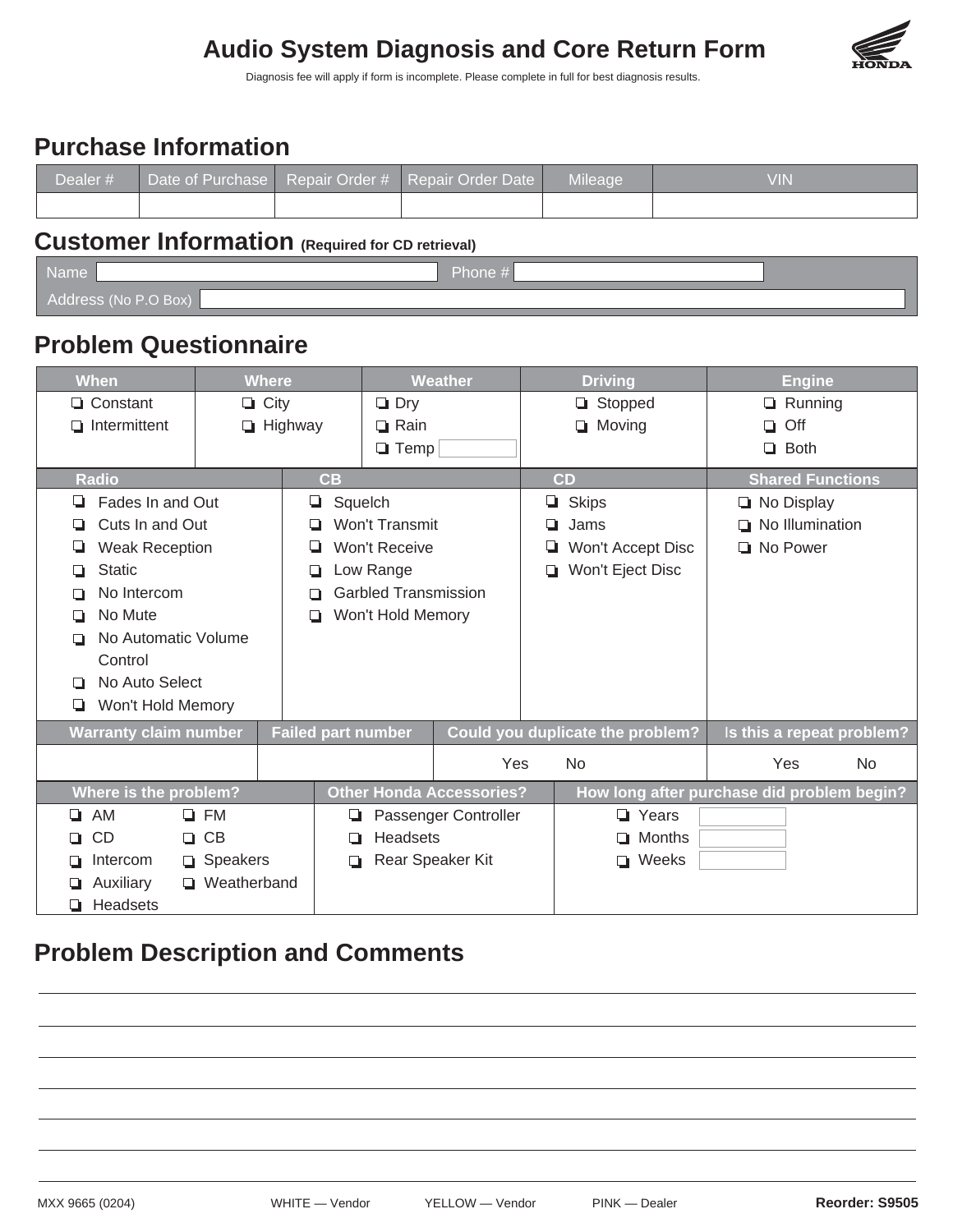# Audio System Diagnosis and Core Return Form

HONDA

Diagnosis fee will apply if form is incomplete. Please complete in full for best diagnosis results.

## Purchase Information

| Dealer # | Date of Purchase | Repair Order # | Repair Order Date | Mileage | VIN |
|---|---|---|---|---|---|
| | | | | | |

## Customer Information (Required for CD retrieval)

Name ______________________ Phone # ______________________

Address (No P.O Box) ______________________________________________

## Problem Questionnaire

| When | Where | Weather | Driving | Engine |
|---|---|---|---|---|
| ❏ Constant<br>❏ Intermittent | ❏ City<br>❏ Highway | ❏ Dry<br>❏ Rain<br>❏ Temp ______ | ❏ Stopped<br>❏ Moving | ❏ Running<br>❏ Off<br>❏ Both |

| Radio | CB | CD | Shared Functions |
|---|---|---|---|
| ❏ Fades In and Out<br>❏ Cuts In and Out<br>❏ Weak Reception<br>❏ Static<br>❏ No Intercom<br>❏ No Mute<br>❏ No Automatic Volume Control<br>❏ No Auto Select<br>❏ Won't Hold Memory | ❏ Squelch<br>❏ Won't Transmit<br>❏ Won't Receive<br>❏ Low Range<br>❏ Garbled Transmission<br>❏ Won't Hold Memory | ❏ Skips<br>❏ Jams<br>❏ Won't Accept Disc<br>❏ Won't Eject Disc | ❏ No Display<br>❏ No Illumination<br>❏ No Power |

| Warranty claim number | Failed part number | Could you duplicate the problem? | Is this a repeat problem? |
|---|---|---|---|
| | | Yes No | Yes No |

| Where is the problem? | Other Honda Accessories? | How long after purchase did problem begin? |
|---|---|---|
| ❏ AM ❏ FM<br>❏ CD ❏ CB<br>❏ Intercom ❏ Speakers<br>❏ Auxiliary ❏ Weatherband<br>❏ Headsets | ❏ Passenger Controller<br>❏ Headsets<br>❏ Rear Speaker Kit | ❏ Years ______<br>❏ Months ______<br>❏ Weeks ______ |

## Problem Description and Comments

_______________________________________________

_______________________________________________

_______________________________________________

_______________________________________________

_______________________________________________

_______________________________________________

MXX 9665 (0204) WHITE — Vendor YELLOW — Vendor PINK — Dealer **Reorder: S9505**